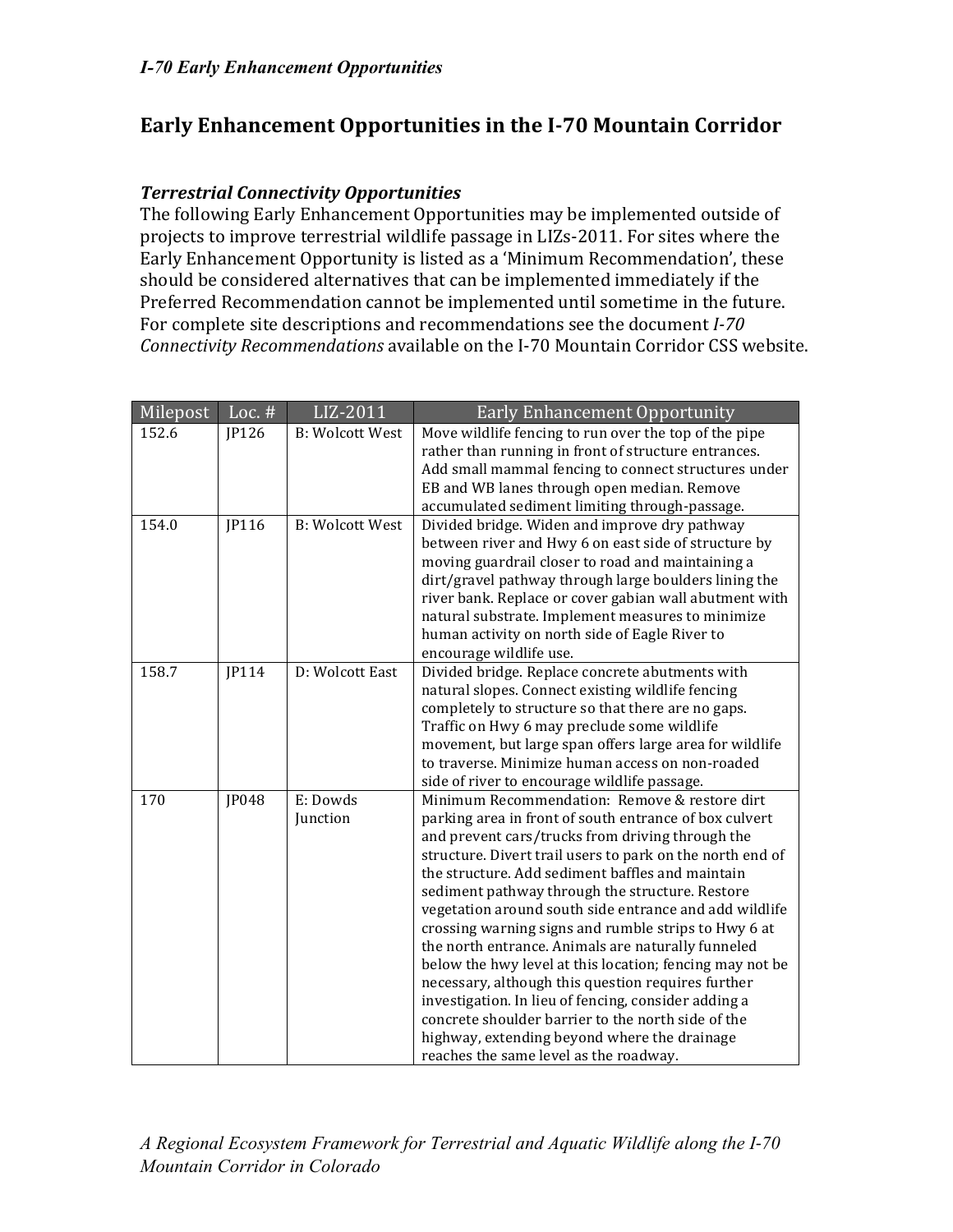# Early Enhancement Opportunities in the I-70 Mountain Corridor

### *Terrestrial Connectivity Opportunities*

The following Early Enhancement Opportunities may be implemented outside of projects to improve terrestrial wildlife passage in LIZs-2011. For sites where the Early Enhancement Opportunity is listed as a 'Minimum Recommendation', these should be considered alternatives that can be implemented immediately if the Preferred Recommendation cannot be implemented until sometime in the future. For complete site descriptions and recommendations see the document *I-70 Connectivity Recommendations* available on the I-70 Mountain Corridor CSS website.

| Milepost | Loc. # | LIZ-2011 | Early Enhancement Opportunity |
|---|---|---|---|
| 152.6 | JP126 | B: Wolcott West | Move wildlife fencing to run over the top of the pipe rather than running in front of structure entrances. Add small mammal fencing to connect structures under EB and WB lanes through open median. Remove accumulated sediment limiting through-passage. |
| 154.0 | JP116 | B: Wolcott West | Divided bridge. Widen and improve dry pathway between river and Hwy 6 on east side of structure by moving guardrail closer to road and maintaining a dirt/gravel pathway through large boulders lining the river bank. Replace or cover gabian wall abutment with natural substrate. Implement measures to minimize human activity on north side of Eagle River to encourage wildlife use. |
| 158.7 | JP114 | D: Wolcott East | Divided bridge. Replace concrete abutments with natural slopes. Connect existing wildlife fencing completely to structure so that there are no gaps. Traffic on Hwy 6 may preclude some wildlife movement, but large span offers large area for wildlife to traverse. Minimize human access on non-roaded side of river to encourage wildlife passage. |
| 170 | JP048 | E: Dowds Junction | Minimum Recommendation: Remove & restore dirt parking area in front of south entrance of box culvert and prevent cars/trucks from driving through the structure. Divert trail users to park on the north end of the structure. Add sediment baffles and maintain sediment pathway through the structure. Restore vegetation around south side entrance and add wildlife crossing warning signs and rumble strips to Hwy 6 at the north entrance. Animals are naturally funneled below the hwy level at this location; fencing may not be necessary, although this question requires further investigation. In lieu of fencing, consider adding a concrete shoulder barrier to the north side of the highway, extending beyond where the drainage reaches the same level as the roadway. |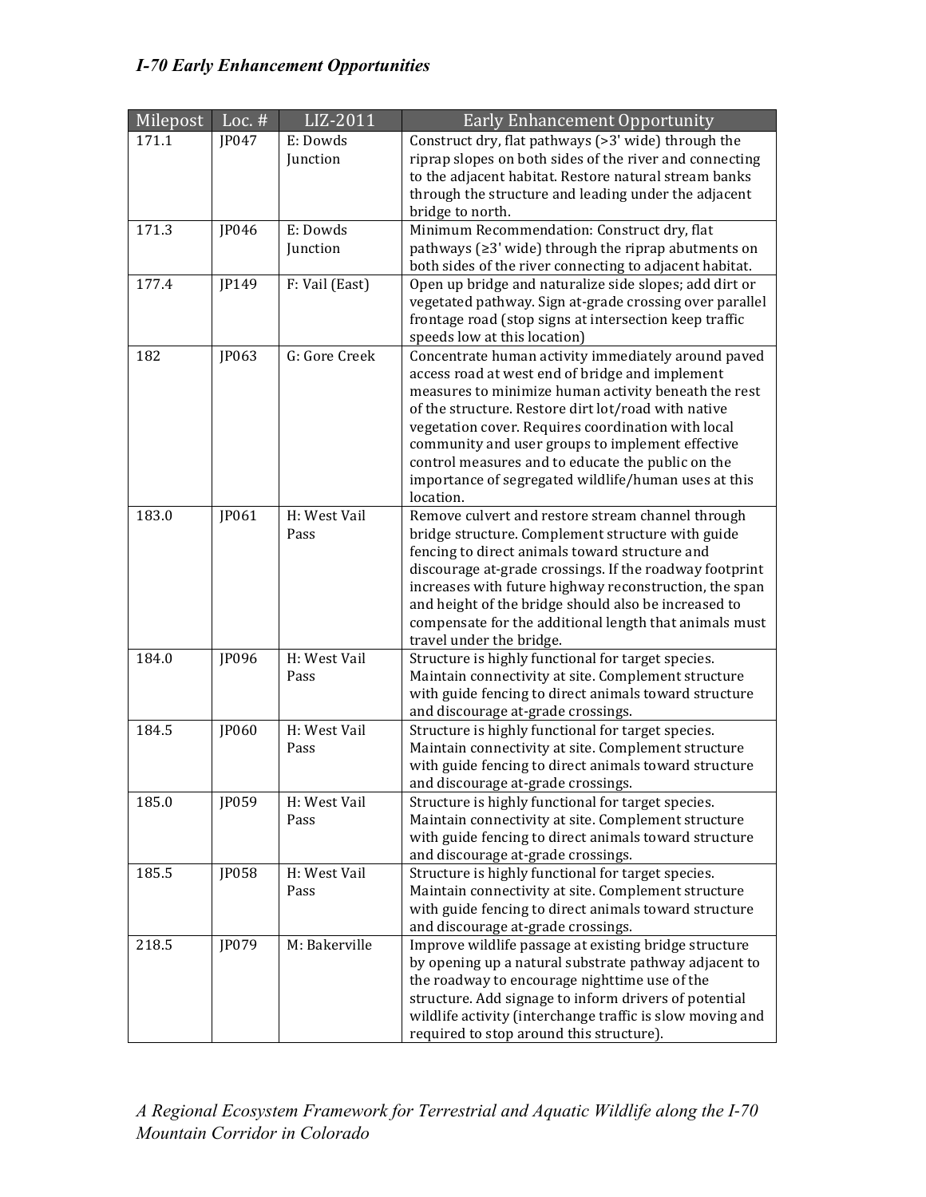| Milepost | Loc. # | LIZ-2011 | Early Enhancement Opportunity |
|---|---|---|---|
| 171.1 | JP047 | E: Dowds Junction | Construct dry, flat pathways (>3' wide) through the riprap slopes on both sides of the river and connecting to the adjacent habitat. Restore natural stream banks through the structure and leading under the adjacent bridge to north. |
| 171.3 | JP046 | E: Dowds Junction | Minimum Recommendation: Construct dry, flat pathways (≥3' wide) through the riprap abutments on both sides of the river connecting to adjacent habitat. |
| 177.4 | JP149 | F: Vail (East) | Open up bridge and naturalize side slopes; add dirt or vegetated pathway. Sign at-grade crossing over parallel frontage road (stop signs at intersection keep traffic speeds low at this location) |
| 182 | JP063 | G: Gore Creek | Concentrate human activity immediately around paved access road at west end of bridge and implement measures to minimize human activity beneath the rest of the structure. Restore dirt lot/road with native vegetation cover. Requires coordination with local community and user groups to implement effective control measures and to educate the public on the importance of segregated wildlife/human uses at this location. |
| 183.0 | JP061 | H: West Vail Pass | Remove culvert and restore stream channel through bridge structure. Complement structure with guide fencing to direct animals toward structure and discourage at-grade crossings. If the roadway footprint increases with future highway reconstruction, the span and height of the bridge should also be increased to compensate for the additional length that animals must travel under the bridge. |
| 184.0 | JP096 | H: West Vail Pass | Structure is highly functional for target species. Maintain connectivity at site. Complement structure with guide fencing to direct animals toward structure and discourage at-grade crossings. |
| 184.5 | JP060 | H: West Vail Pass | Structure is highly functional for target species. Maintain connectivity at site. Complement structure with guide fencing to direct animals toward structure and discourage at-grade crossings. |
| 185.0 | JP059 | H: West Vail Pass | Structure is highly functional for target species. Maintain connectivity at site. Complement structure with guide fencing to direct animals toward structure and discourage at-grade crossings. |
| 185.5 | JP058 | H: West Vail Pass | Structure is highly functional for target species. Maintain connectivity at site. Complement structure with guide fencing to direct animals toward structure and discourage at-grade crossings. |
| 218.5 | JP079 | M: Bakerville | Improve wildlife passage at existing bridge structure by opening up a natural substrate pathway adjacent to the roadway to encourage nighttime use of the structure. Add signage to inform drivers of potential wildlife activity (interchange traffic is slow moving and required to stop around this structure). |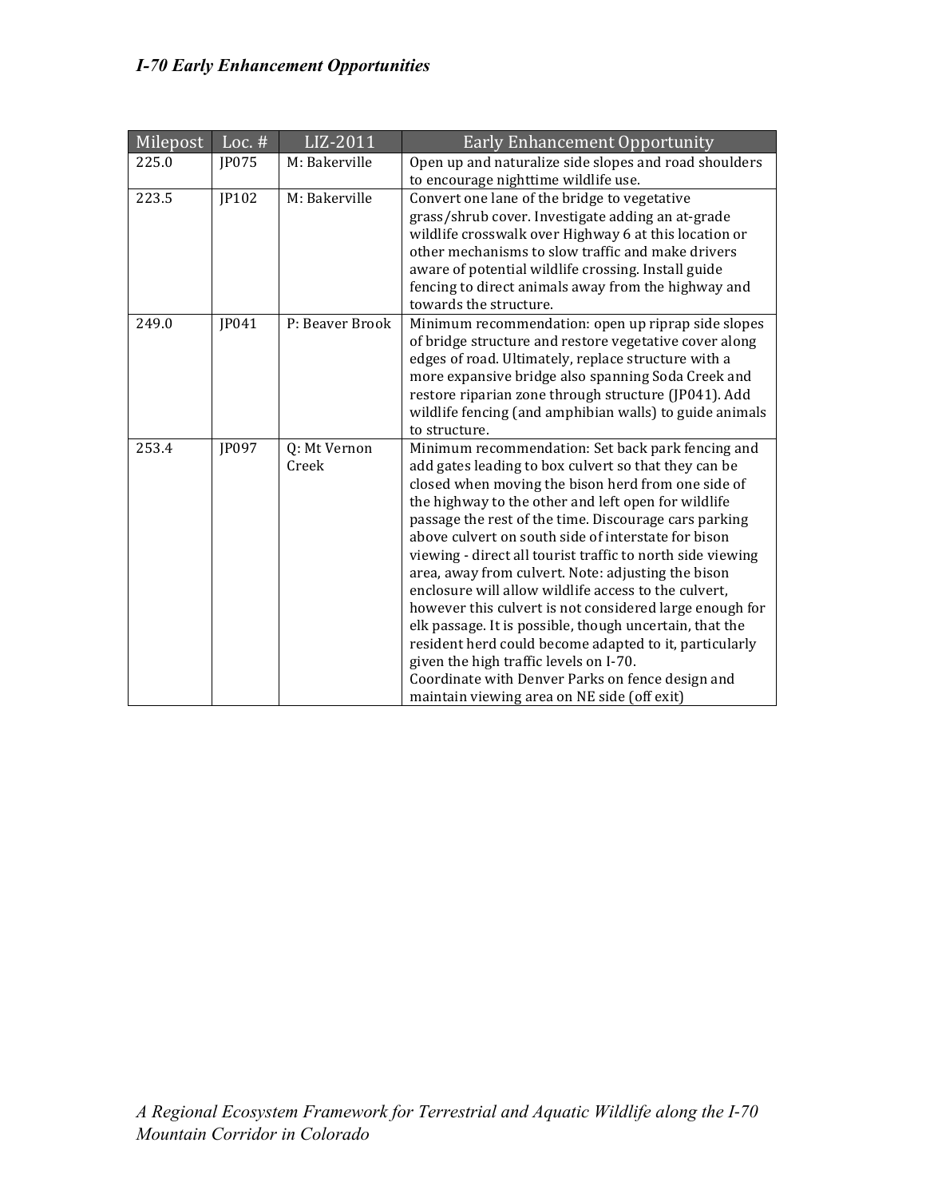| Milepost | Loc. # | LIZ-2011 | Early Enhancement Opportunity |
| --- | --- | --- | --- |
| 225.0 | JP075 | M: Bakerville | Open up and naturalize side slopes and road shoulders to encourage nighttime wildlife use. |
| 223.5 | JP102 | M: Bakerville | Convert one lane of the bridge to vegetative grass/shrub cover. Investigate adding an at-grade wildlife crosswalk over Highway 6 at this location or other mechanisms to slow traffic and make drivers aware of potential wildlife crossing. Install guide fencing to direct animals away from the highway and towards the structure. |
| 249.0 | JP041 | P: Beaver Brook | Minimum recommendation: open up riprap side slopes of bridge structure and restore vegetative cover along edges of road. Ultimately, replace structure with a more expansive bridge also spanning Soda Creek and restore riparian zone through structure (JP041). Add wildlife fencing (and amphibian walls) to guide animals to structure. |
| 253.4 | JP097 | Q: Mt Vernon Creek | Minimum recommendation: Set back park fencing and add gates leading to box culvert so that they can be closed when moving the bison herd from one side of the highway to the other and left open for wildlife passage the rest of the time. Discourage cars parking above culvert on south side of interstate for bison viewing - direct all tourist traffic to north side viewing area, away from culvert. Note: adjusting the bison enclosure will allow wildlife access to the culvert, however this culvert is not considered large enough for elk passage. It is possible, though uncertain, that the resident herd could become adapted to it, particularly given the high traffic levels on I-70. Coordinate with Denver Parks on fence design and maintain viewing area on NE side (off exit) |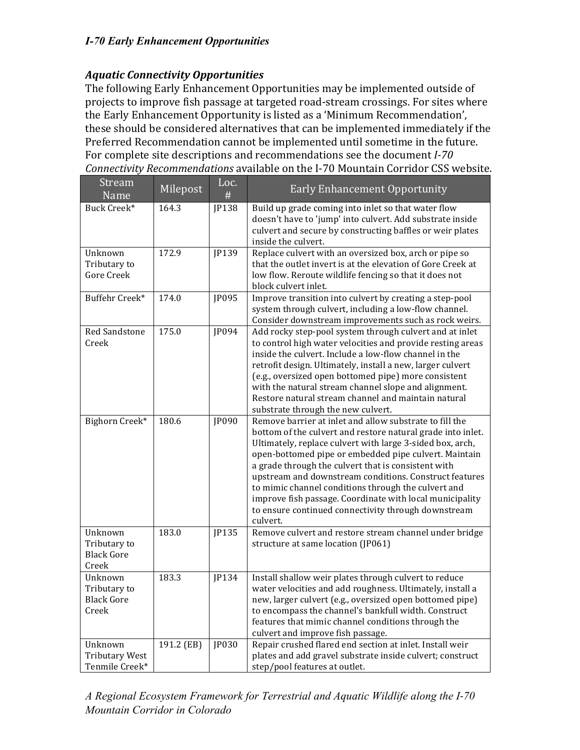### *Aquatic Connectivity Opportunities*

The following Early Enhancement Opportunities may be implemented outside of projects to improve fish passage at targeted road-stream crossings. For sites where the Early Enhancement Opportunity is listed as a 'Minimum Recommendation', these should be considered alternatives that can be implemented immediately if the Preferred Recommendation cannot be implemented until sometime in the future. For complete site descriptions and recommendations see the document *I-70 Connectivity Recommendations* available on the I-70 Mountain Corridor CSS website.

| Stream Name | Milepost | Loc. # | Early Enhancement Opportunity |
|---|---|---|---|
| Buck Creek* | 164.3 | JP138 | Build up grade coming into inlet so that water flow doesn't have to 'jump' into culvert. Add substrate inside culvert and secure by constructing baffles or weir plates inside the culvert. |
| Unknown Tributary to Gore Creek | 172.9 | JP139 | Replace culvert with an oversized box, arch or pipe so that the outlet invert is at the elevation of Gore Creek at low flow. Reroute wildlife fencing so that it does not block culvert inlet. |
| Buffehr Creek* | 174.0 | JP095 | Improve transition into culvert by creating a step-pool system through culvert, including a low-flow channel. Consider downstream improvements such as rock weirs. |
| Red Sandstone Creek | 175.0 | JP094 | Add rocky step-pool system through culvert and at inlet to control high water velocities and provide resting areas inside the culvert. Include a low-flow channel in the retrofit design. Ultimately, install a new, larger culvert (e.g., oversized open bottomed pipe) more consistent with the natural stream channel slope and alignment. Restore natural stream channel and maintain natural substrate through the new culvert. |
| Bighorn Creek* | 180.6 | JP090 | Remove barrier at inlet and allow substrate to fill the bottom of the culvert and restore natural grade into inlet. Ultimately, replace culvert with large 3-sided box, arch, open-bottomed pipe or embedded pipe culvert. Maintain a grade through the culvert that is consistent with upstream and downstream conditions. Construct features to mimic channel conditions through the culvert and improve fish passage. Coordinate with local municipality to ensure continued connectivity through downstream culvert. |
| Unknown Tributary to Black Gore Creek | 183.0 | JP135 | Remove culvert and restore stream channel under bridge structure at same location (JP061) |
| Unknown Tributary to Black Gore Creek | 183.3 | JP134 | Install shallow weir plates through culvert to reduce water velocities and add roughness. Ultimately, install a new, larger culvert (e.g., oversized open bottomed pipe) to encompass the channel's bankfull width. Construct features that mimic channel conditions through the culvert and improve fish passage. |
| Unknown Tributary West Tenmile Creek* | 191.2 (EB) | JP030 | Repair crushed flared end section at inlet. Install weir plates and add gravel substrate inside culvert; construct step/pool features at outlet. |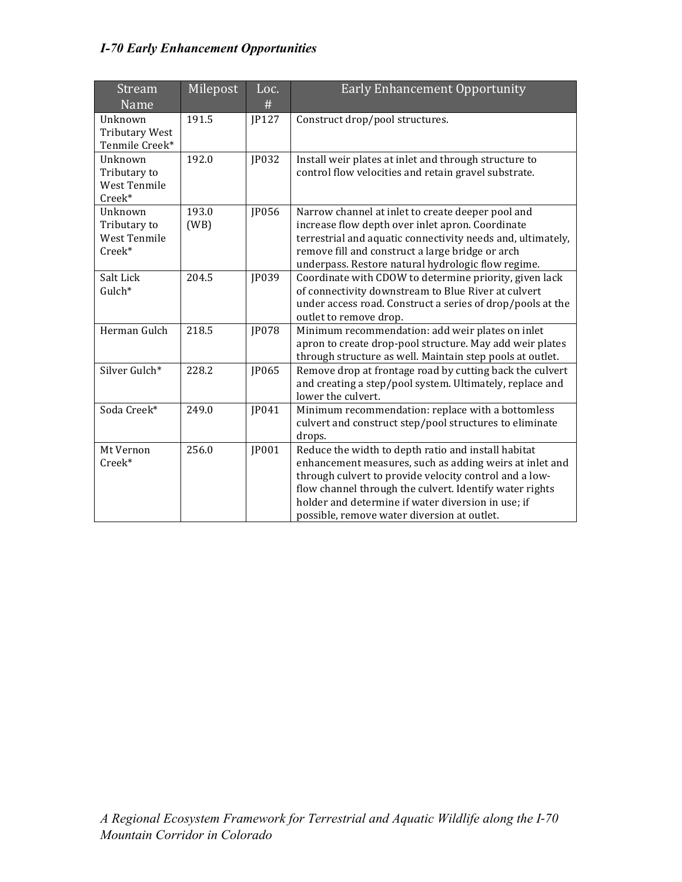| Stream Name | Milepost | Loc. # | Early Enhancement Opportunity |
|---|---|---|---|
| Unknown Tributary West Tenmile Creek* | 191.5 | JP127 | Construct drop/pool structures. |
| Unknown Tributary to West Tenmile Creek* | 192.0 | JP032 | Install weir plates at inlet and through structure to control flow velocities and retain gravel substrate. |
| Unknown Tributary to West Tenmile Creek* | 193.0 (WB) | JP056 | Narrow channel at inlet to create deeper pool and increase flow depth over inlet apron. Coordinate terrestrial and aquatic connectivity needs and, ultimately, remove fill and construct a large bridge or arch underpass. Restore natural hydrologic flow regime. |
| Salt Lick Gulch* | 204.5 | JP039 | Coordinate with CDOW to determine priority, given lack of connectivity downstream to Blue River at culvert under access road. Construct a series of drop/pools at the outlet to remove drop. |
| Herman Gulch | 218.5 | JP078 | Minimum recommendation: add weir plates on inlet apron to create drop-pool structure. May add weir plates through structure as well. Maintain step pools at outlet. |
| Silver Gulch* | 228.2 | JP065 | Remove drop at frontage road by cutting back the culvert and creating a step/pool system. Ultimately, replace and lower the culvert. |
| Soda Creek* | 249.0 | JP041 | Minimum recommendation: replace with a bottomless culvert and construct step/pool structures to eliminate drops. |
| Mt Vernon Creek* | 256.0 | JP001 | Reduce the width to depth ratio and install habitat enhancement measures, such as adding weirs at inlet and through culvert to provide velocity control and a low-flow channel through the culvert. Identify water rights holder and determine if water diversion in use; if possible, remove water diversion at outlet. |